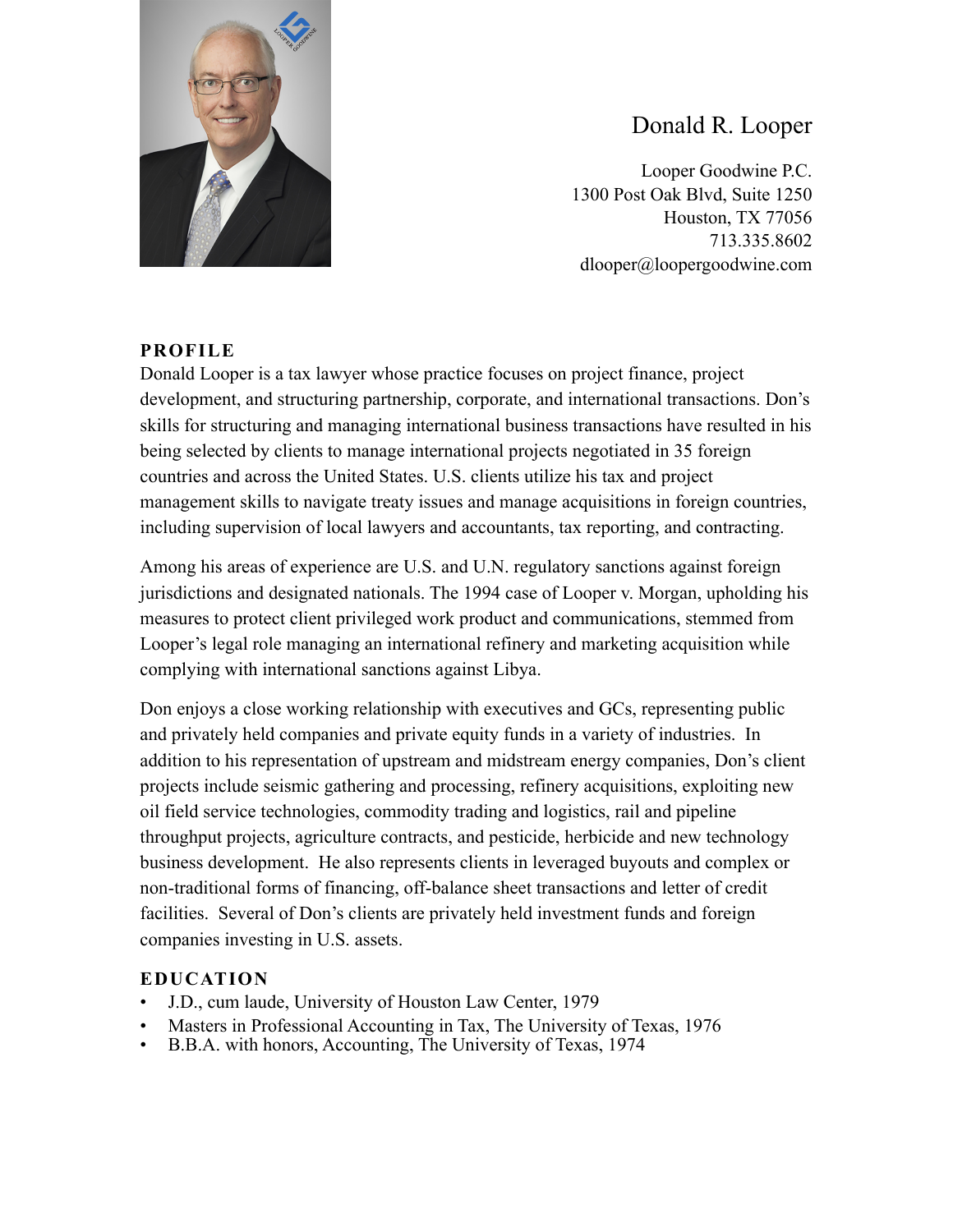# Donald R. Looper

Looper Goodwine P.C.
1300 Post Oak Blvd, Suite 1250
Houston, TX 77056
713.335.8602
dlooper@loopergoodwine.com

## PROFILE

Donald Looper is a tax lawyer whose practice focuses on project finance, project development, and structuring partnership, corporate, and international transactions. Don's skills for structuring and managing international business transactions have resulted in his being selected by clients to manage international projects negotiated in 35 foreign countries and across the United States. U.S. clients utilize his tax and project management skills to navigate treaty issues and manage acquisitions in foreign countries, including supervision of local lawyers and accountants, tax reporting, and contracting.

Among his areas of experience are U.S. and U.N. regulatory sanctions against foreign jurisdictions and designated nationals. The 1994 case of Looper v. Morgan, upholding his measures to protect client privileged work product and communications, stemmed from Looper's legal role managing an international refinery and marketing acquisition while complying with international sanctions against Libya.

Don enjoys a close working relationship with executives and GCs, representing public and privately held companies and private equity funds in a variety of industries. In addition to his representation of upstream and midstream energy companies, Don's client projects include seismic gathering and processing, refinery acquisitions, exploiting new oil field service technologies, commodity trading and logistics, rail and pipeline throughput projects, agriculture contracts, and pesticide, herbicide and new technology business development. He also represents clients in leveraged buyouts and complex or non-traditional forms of financing, off-balance sheet transactions and letter of credit facilities. Several of Don's clients are privately held investment funds and foreign companies investing in U.S. assets.

## EDUCATION

- J.D., cum laude, University of Houston Law Center, 1979
- Masters in Professional Accounting in Tax, The University of Texas, 1976
- B.B.A. with honors, Accounting, The University of Texas, 1974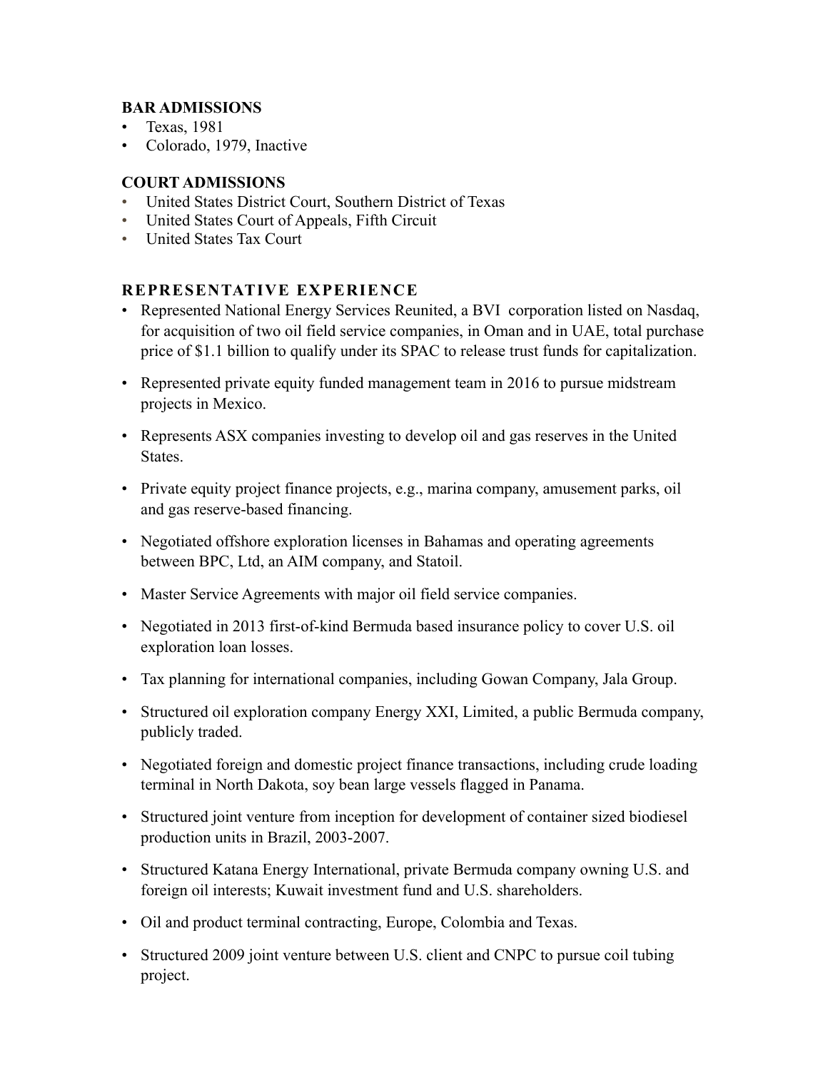### BAR ADMISSIONS

- Texas, 1981
- Colorado, 1979, Inactive

### COURT ADMISSIONS

- United States District Court, Southern District of Texas
- United States Court of Appeals, Fifth Circuit
- United States Tax Court

### REPRESENTATIVE EXPERIENCE

- Represented National Energy Services Reunited, a BVI corporation listed on Nasdaq, for acquisition of two oil field service companies, in Oman and in UAE, total purchase price of $1.1 billion to qualify under its SPAC to release trust funds for capitalization.
- Represented private equity funded management team in 2016 to pursue midstream projects in Mexico.
- Represents ASX companies investing to develop oil and gas reserves in the United States.
- Private equity project finance projects, e.g., marina company, amusement parks, oil and gas reserve-based financing.
- Negotiated offshore exploration licenses in Bahamas and operating agreements between BPC, Ltd, an AIM company, and Statoil.
- Master Service Agreements with major oil field service companies.
- Negotiated in 2013 first-of-kind Bermuda based insurance policy to cover U.S. oil exploration loan losses.
- Tax planning for international companies, including Gowan Company, Jala Group.
- Structured oil exploration company Energy XXI, Limited, a public Bermuda company, publicly traded.
- Negotiated foreign and domestic project finance transactions, including crude loading terminal in North Dakota, soy bean large vessels flagged in Panama.
- Structured joint venture from inception for development of container sized biodiesel production units in Brazil, 2003-2007.
- Structured Katana Energy International, private Bermuda company owning U.S. and foreign oil interests; Kuwait investment fund and U.S. shareholders.
- Oil and product terminal contracting, Europe, Colombia and Texas.
- Structured 2009 joint venture between U.S. client and CNPC to pursue coil tubing project.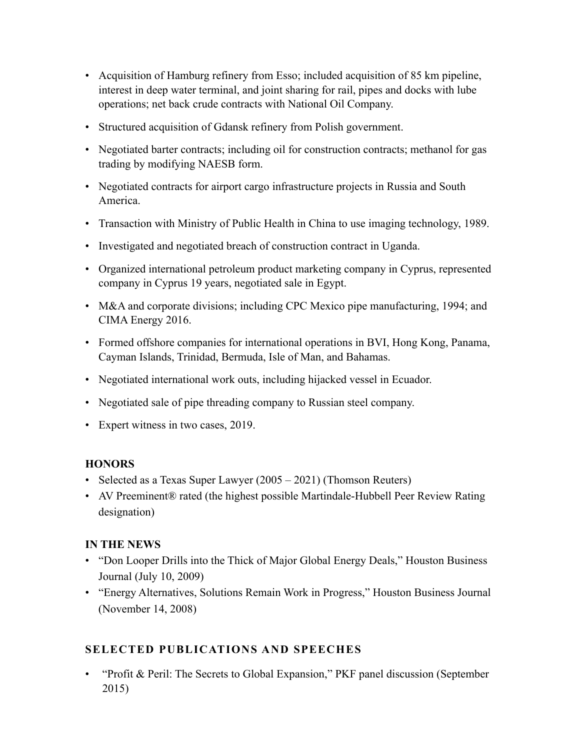- Acquisition of Hamburg refinery from Esso; included acquisition of 85 km pipeline, interest in deep water terminal, and joint sharing for rail, pipes and docks with lube operations; net back crude contracts with National Oil Company.
- Structured acquisition of Gdansk refinery from Polish government.
- Negotiated barter contracts; including oil for construction contracts; methanol for gas trading by modifying NAESB form.
- Negotiated contracts for airport cargo infrastructure projects in Russia and South America.
- Transaction with Ministry of Public Health in China to use imaging technology, 1989.
- Investigated and negotiated breach of construction contract in Uganda.
- Organized international petroleum product marketing company in Cyprus, represented company in Cyprus 19 years, negotiated sale in Egypt.
- M&A and corporate divisions; including CPC Mexico pipe manufacturing, 1994; and CIMA Energy 2016.
- Formed offshore companies for international operations in BVI, Hong Kong, Panama, Cayman Islands, Trinidad, Bermuda, Isle of Man, and Bahamas.
- Negotiated international work outs, including hijacked vessel in Ecuador.
- Negotiated sale of pipe threading company to Russian steel company.
- Expert witness in two cases, 2019.

## HONORS

- Selected as a Texas Super Lawyer (2005 – 2021) (Thomson Reuters)
- AV Preeminent® rated (the highest possible Martindale-Hubbell Peer Review Rating designation)

## IN THE NEWS

- "Don Looper Drills into the Thick of Major Global Energy Deals," Houston Business Journal (July 10, 2009)
- "Energy Alternatives, Solutions Remain Work in Progress," Houston Business Journal (November 14, 2008)

## SELECTED PUBLICATIONS AND SPEECHES

- "Profit & Peril: The Secrets to Global Expansion," PKF panel discussion (September 2015)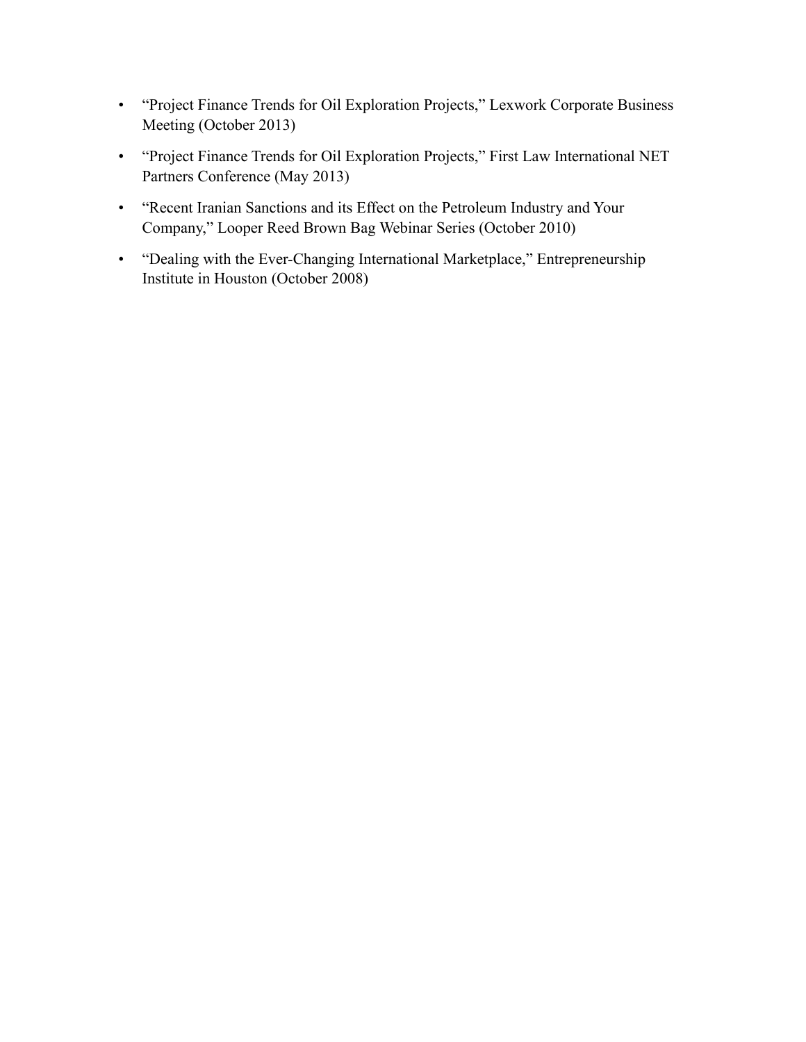- "Project Finance Trends for Oil Exploration Projects," Lexwork Corporate Business Meeting (October 2013)
- "Project Finance Trends for Oil Exploration Projects," First Law International NET Partners Conference (May 2013)
- "Recent Iranian Sanctions and its Effect on the Petroleum Industry and Your Company," Looper Reed Brown Bag Webinar Series (October 2010)
- "Dealing with the Ever-Changing International Marketplace," Entrepreneurship Institute in Houston (October 2008)